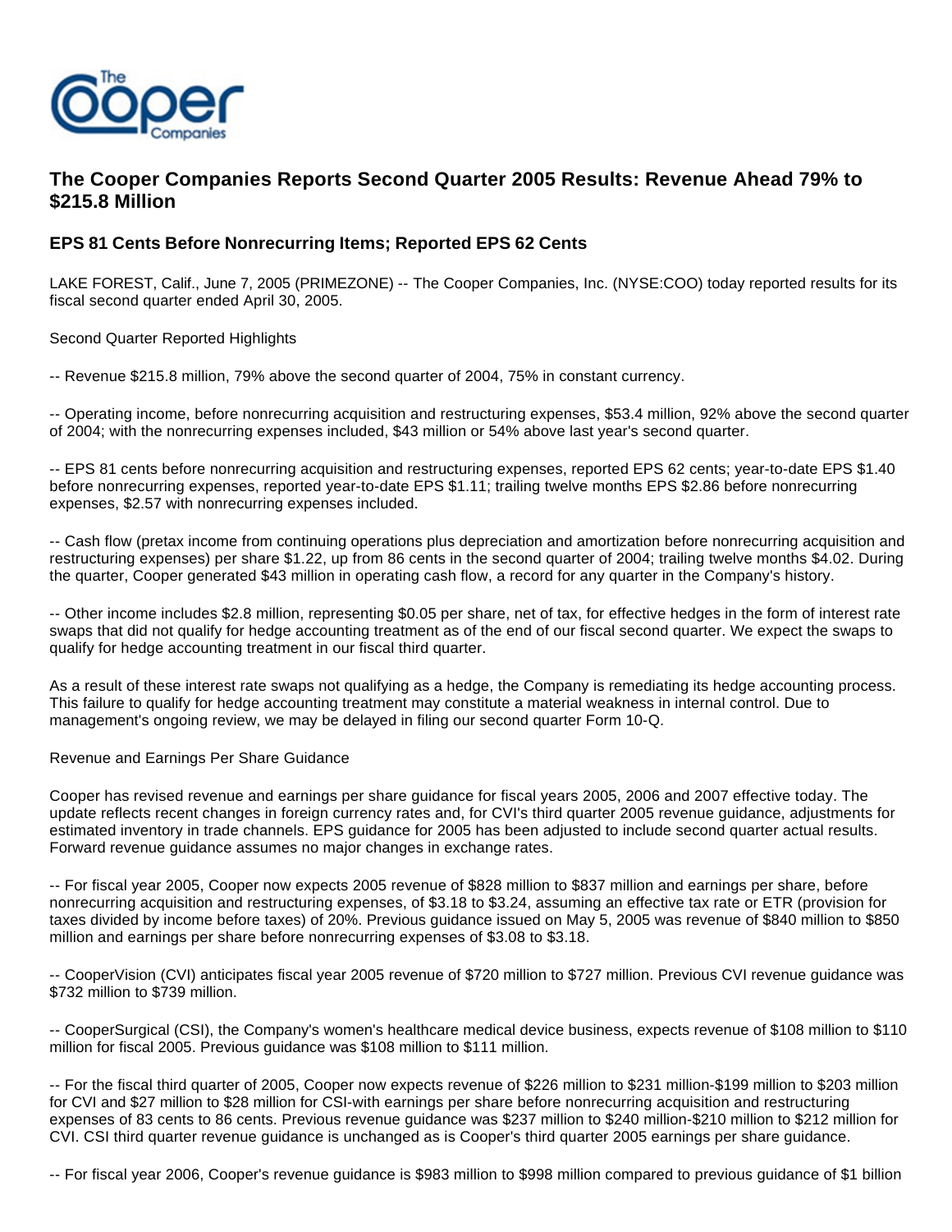# The Cooper Companies Reports Second Quarter 2005 Results: Revenue Ahead 79% to $215.8 Million

## EPS 81 Cents Before Nonrecurring Items; Reported EPS 62 Cents

LAKE FOREST, Calif., June 7, 2005 (PRIMEZONE) -- The Cooper Companies, Inc. (NYSE:COO) today reported results for its fiscal second quarter ended April 30, 2005.

Second Quarter Reported Highlights

-- Revenue $215.8 million, 79% above the second quarter of 2004, 75% in constant currency.

-- Operating income, before nonrecurring acquisition and restructuring expenses, $53.4 million, 92% above the second quarter of 2004; with the nonrecurring expenses included, $43 million or 54% above last year's second quarter.

-- EPS 81 cents before nonrecurring acquisition and restructuring expenses, reported EPS 62 cents; year-to-date EPS $1.40 before nonrecurring expenses, reported year-to-date EPS $1.11; trailing twelve months EPS $2.86 before nonrecurring expenses, $2.57 with nonrecurring expenses included.

-- Cash flow (pretax income from continuing operations plus depreciation and amortization before nonrecurring acquisition and restructuring expenses) per share $1.22, up from 86 cents in the second quarter of 2004; trailing twelve months $4.02. During the quarter, Cooper generated $43 million in operating cash flow, a record for any quarter in the Company's history.

-- Other income includes $2.8 million, representing $0.05 per share, net of tax, for effective hedges in the form of interest rate swaps that did not qualify for hedge accounting treatment as of the end of our fiscal second quarter. We expect the swaps to qualify for hedge accounting treatment in our fiscal third quarter.

As a result of these interest rate swaps not qualifying as a hedge, the Company is remediating its hedge accounting process. This failure to qualify for hedge accounting treatment may constitute a material weakness in internal control. Due to management's ongoing review, we may be delayed in filing our second quarter Form 10-Q.

Revenue and Earnings Per Share Guidance

Cooper has revised revenue and earnings per share guidance for fiscal years 2005, 2006 and 2007 effective today. The update reflects recent changes in foreign currency rates and, for CVI's third quarter 2005 revenue guidance, adjustments for estimated inventory in trade channels. EPS guidance for 2005 has been adjusted to include second quarter actual results. Forward revenue guidance assumes no major changes in exchange rates.

-- For fiscal year 2005, Cooper now expects 2005 revenue of $828 million to $837 million and earnings per share, before nonrecurring acquisition and restructuring expenses, of $3.18 to $3.24, assuming an effective tax rate or ETR (provision for taxes divided by income before taxes) of 20%. Previous guidance issued on May 5, 2005 was revenue of $840 million to $850 million and earnings per share before nonrecurring expenses of $3.08 to $3.18.

-- CooperVision (CVI) anticipates fiscal year 2005 revenue of $720 million to $727 million. Previous CVI revenue guidance was $732 million to $739 million.

-- CooperSurgical (CSI), the Company's women's healthcare medical device business, expects revenue of $108 million to $110 million for fiscal 2005. Previous guidance was $108 million to $111 million.

-- For the fiscal third quarter of 2005, Cooper now expects revenue of $226 million to $231 million-$199 million to $203 million for CVI and $27 million to $28 million for CSI-with earnings per share before nonrecurring acquisition and restructuring expenses of 83 cents to 86 cents. Previous revenue guidance was $237 million to $240 million-$210 million to $212 million for CVI. CSI third quarter revenue guidance is unchanged as is Cooper's third quarter 2005 earnings per share guidance.

-- For fiscal year 2006, Cooper's revenue guidance is $983 million to $998 million compared to previous guidance of $1 billion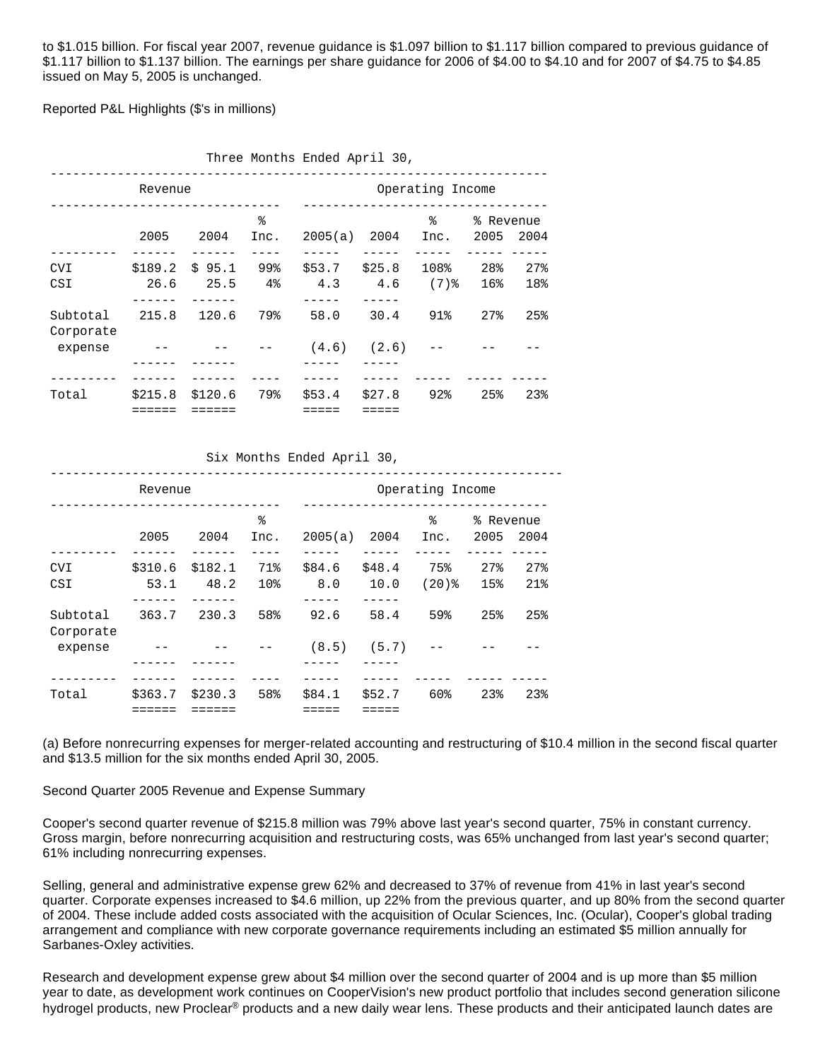to $1.015 billion. For fiscal year 2007, revenue guidance is $1.097 billion to $1.117 billion compared to previous guidance of $1.117 billion to $1.137 billion. The earnings per share guidance for 2006 of $4.00 to $4.10 and for 2007 of $4.75 to $4.85 issued on May 5, 2005 is unchanged.

Reported P&L Highlights ($'s in millions)

Three Months Ended April 30,

| | Revenue | | | Operating Income | | | | |
|---|---|---|---|---|---|---|---|---|
| | 2005 | 2004 | % Inc. | 2005(a) | 2004 | % Inc. | % Revenue 2005 | % Revenue 2004 |
| CVI | $189.2 | $ 95.1 | 99% | $53.7 | $25.8 | 108% | 28% | 27% |
| CSI | 26.6 | 25.5 | 4% | 4.3 | 4.6 | (7)% | 16% | 18% |
| Subtotal | 215.8 | 120.6 | 79% | 58.0 | 30.4 | 91% | 27% | 25% |
| Corporate expense | -- | -- | -- | (4.6) | (2.6) | -- | -- | -- |
| Total | $215.8 | $120.6 | 79% | $53.4 | $27.8 | 92% | 25% | 23% |

Six Months Ended April 30,

| | Revenue | | | Operating Income | | | | |
|---|---|---|---|---|---|---|---|---|
| | 2005 | 2004 | % Inc. | 2005(a) | 2004 | % Inc. | % Revenue 2005 | % Revenue 2004 |
| CVI | $310.6 | $182.1 | 71% | $84.6 | $48.4 | 75% | 27% | 27% |
| CSI | 53.1 | 48.2 | 10% | 8.0 | 10.0 | (20)% | 15% | 21% |
| Subtotal | 363.7 | 230.3 | 58% | 92.6 | 58.4 | 59% | 25% | 25% |
| Corporate expense | -- | -- | -- | (8.5) | (5.7) | -- | -- | -- |
| Total | $363.7 | $230.3 | 58% | $84.1 | $52.7 | 60% | 23% | 23% |

(a) Before nonrecurring expenses for merger-related accounting and restructuring of $10.4 million in the second fiscal quarter and $13.5 million for the six months ended April 30, 2005.

Second Quarter 2005 Revenue and Expense Summary

Cooper's second quarter revenue of $215.8 million was 79% above last year's second quarter, 75% in constant currency. Gross margin, before nonrecurring acquisition and restructuring costs, was 65% unchanged from last year's second quarter; 61% including nonrecurring expenses.

Selling, general and administrative expense grew 62% and decreased to 37% of revenue from 41% in last year's second quarter. Corporate expenses increased to $4.6 million, up 22% from the previous quarter, and up 80% from the second quarter of 2004. These include added costs associated with the acquisition of Ocular Sciences, Inc. (Ocular), Cooper's global trading arrangement and compliance with new corporate governance requirements including an estimated $5 million annually for Sarbanes-Oxley activities.

Research and development expense grew about $4 million over the second quarter of 2004 and is up more than $5 million year to date, as development work continues on CooperVision's new product portfolio that includes second generation silicone hydrogel products, new Proclear® products and a new daily wear lens. These products and their anticipated launch dates are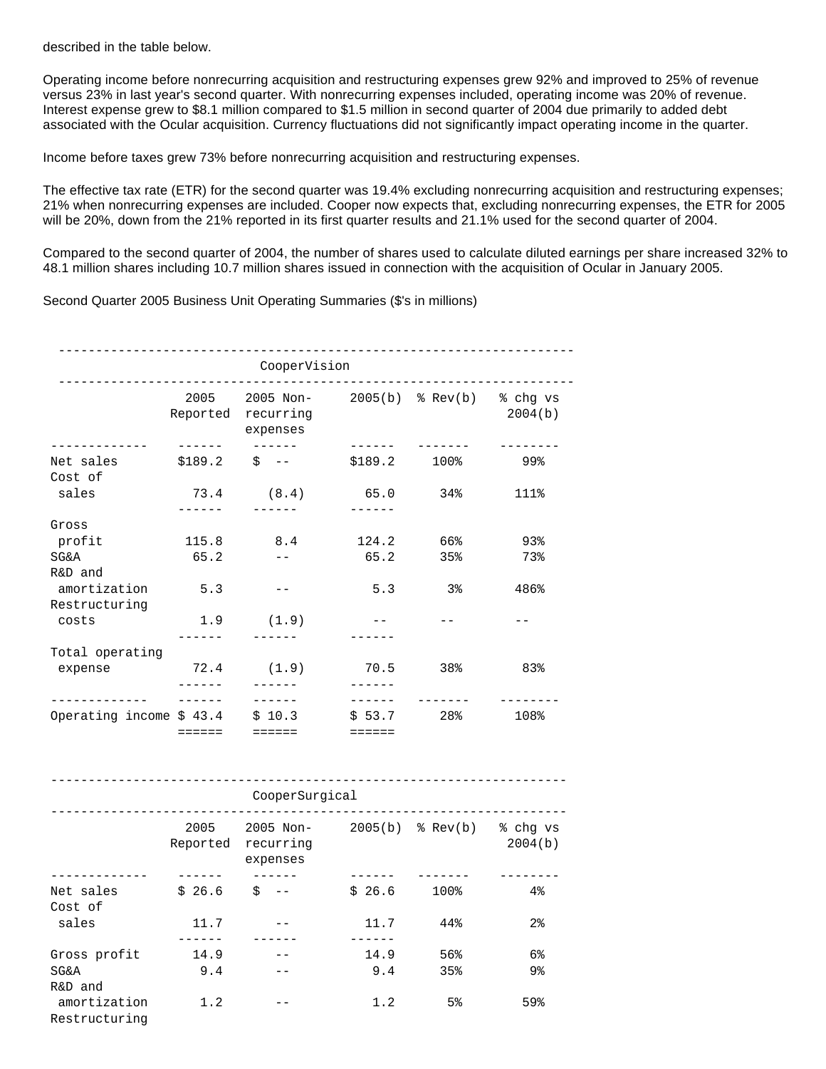described in the table below.

Operating income before nonrecurring acquisition and restructuring expenses grew 92% and improved to 25% of revenue versus 23% in last year's second quarter. With nonrecurring expenses included, operating income was 20% of revenue. Interest expense grew to $8.1 million compared to $1.5 million in second quarter of 2004 due primarily to added debt associated with the Ocular acquisition. Currency fluctuations did not significantly impact operating income in the quarter.

Income before taxes grew 73% before nonrecurring acquisition and restructuring expenses.

The effective tax rate (ETR) for the second quarter was 19.4% excluding nonrecurring acquisition and restructuring expenses; 21% when nonrecurring expenses are included. Cooper now expects that, excluding nonrecurring expenses, the ETR for 2005 will be 20%, down from the 21% reported in its first quarter results and 21.1% used for the second quarter of 2004.

Compared to the second quarter of 2004, the number of shares used to calculate diluted earnings per share increased 32% to 48.1 million shares including 10.7 million shares issued in connection with the acquisition of Ocular in January 2005.

Second Quarter 2005 Business Unit Operating Summaries ($'s in millions)

**CooperVision**

| | 2005 Reported | 2005 Non-recurring expenses | 2005(b) | % Rev(b) | % chg vs 2004(b) |
|---|---|---|---|---|---|
| Net sales | $189.2 | $ -- | $189.2 | 100% | 99% |
| Cost of sales | 73.4 | (8.4) | 65.0 | 34% | 111% |
| Gross profit | 115.8 | 8.4 | 124.2 | 66% | 93% |
| SG&A | 65.2 | -- | 65.2 | 35% | 73% |
| R&D and amortization | 5.3 | -- | 5.3 | 3% | 486% |
| Restructuring costs | 1.9 | (1.9) | -- | -- | -- |
| Total operating expense | 72.4 | (1.9) | 70.5 | 38% | 83% |
| Operating income | $ 43.4 | $ 10.3 | $ 53.7 | 28% | 108% |

**CooperSurgical**

| | 2005 Reported | 2005 Non-recurring expenses | 2005(b) | % Rev(b) | % chg vs 2004(b) |
|---|---|---|---|---|---|
| Net sales | $ 26.6 | $ -- | $ 26.6 | 100% | 4% |
| Cost of sales | 11.7 | -- | 11.7 | 44% | 2% |
| Gross profit | 14.9 | -- | 14.9 | 56% | 6% |
| SG&A | 9.4 | -- | 9.4 | 35% | 9% |
| R&D and amortization | 1.2 | -- | 1.2 | 5% | 59% |
| Restructuring | | | | | |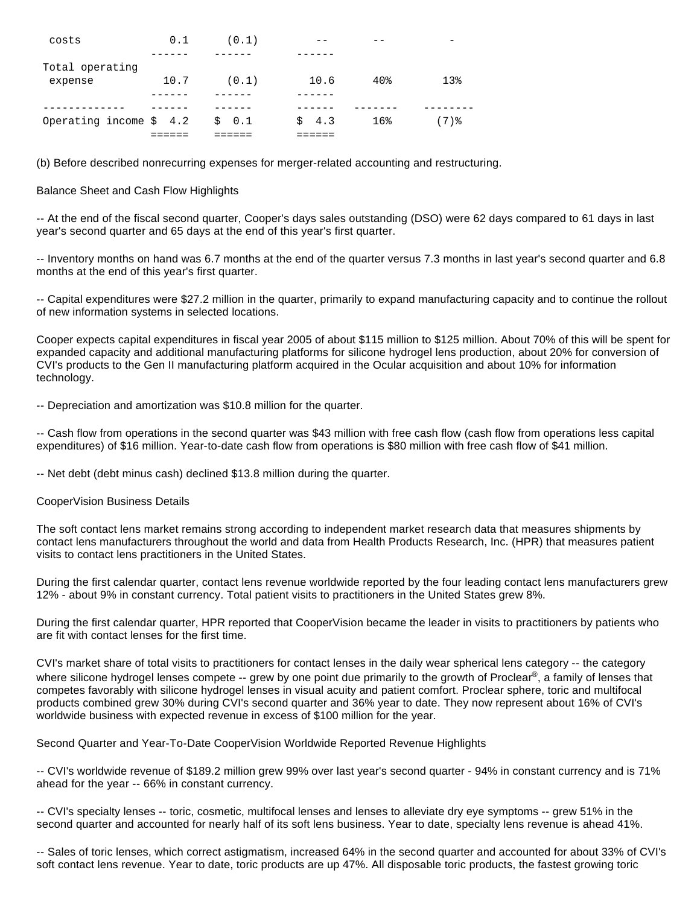| | | | | | |
|---|---|---|---|---|---|
| costs | 0.1 | (0.1) | -- | -- | - |
| Total operating expense | 10.7 | (0.1) | 10.6 | 40% | 13% |
| Operating income | $ 4.2 | $ 0.1 | $ 4.3 | 16% | (7)% |

(b) Before described nonrecurring expenses for merger-related accounting and restructuring.

Balance Sheet and Cash Flow Highlights

-- At the end of the fiscal second quarter, Cooper's days sales outstanding (DSO) were 62 days compared to 61 days in last year's second quarter and 65 days at the end of this year's first quarter.

-- Inventory months on hand was 6.7 months at the end of the quarter versus 7.3 months in last year's second quarter and 6.8 months at the end of this year's first quarter.

-- Capital expenditures were $27.2 million in the quarter, primarily to expand manufacturing capacity and to continue the rollout of new information systems in selected locations.

Cooper expects capital expenditures in fiscal year 2005 of about $115 million to $125 million. About 70% of this will be spent for expanded capacity and additional manufacturing platforms for silicone hydrogel lens production, about 20% for conversion of CVI's products to the Gen II manufacturing platform acquired in the Ocular acquisition and about 10% for information technology.

-- Depreciation and amortization was $10.8 million for the quarter.

-- Cash flow from operations in the second quarter was $43 million with free cash flow (cash flow from operations less capital expenditures) of $16 million. Year-to-date cash flow from operations is $80 million with free cash flow of $41 million.

-- Net debt (debt minus cash) declined $13.8 million during the quarter.

CooperVision Business Details

The soft contact lens market remains strong according to independent market research data that measures shipments by contact lens manufacturers throughout the world and data from Health Products Research, Inc. (HPR) that measures patient visits to contact lens practitioners in the United States.

During the first calendar quarter, contact lens revenue worldwide reported by the four leading contact lens manufacturers grew 12% - about 9% in constant currency. Total patient visits to practitioners in the United States grew 8%.

During the first calendar quarter, HPR reported that CooperVision became the leader in visits to practitioners by patients who are fit with contact lenses for the first time.

CVI's market share of total visits to practitioners for contact lenses in the daily wear spherical lens category -- the category where silicone hydrogel lenses compete -- grew by one point due primarily to the growth of Proclear®, a family of lenses that competes favorably with silicone hydrogel lenses in visual acuity and patient comfort. Proclear sphere, toric and multifocal products combined grew 30% during CVI's second quarter and 36% year to date. They now represent about 16% of CVI's worldwide business with expected revenue in excess of $100 million for the year.

Second Quarter and Year-To-Date CooperVision Worldwide Reported Revenue Highlights

-- CVI's worldwide revenue of $189.2 million grew 99% over last year's second quarter - 94% in constant currency and is 71% ahead for the year -- 66% in constant currency.

-- CVI's specialty lenses -- toric, cosmetic, multifocal lenses and lenses to alleviate dry eye symptoms -- grew 51% in the second quarter and accounted for nearly half of its soft lens business. Year to date, specialty lens revenue is ahead 41%.

-- Sales of toric lenses, which correct astigmatism, increased 64% in the second quarter and accounted for about 33% of CVI's soft contact lens revenue. Year to date, toric products are up 47%. All disposable toric products, the fastest growing toric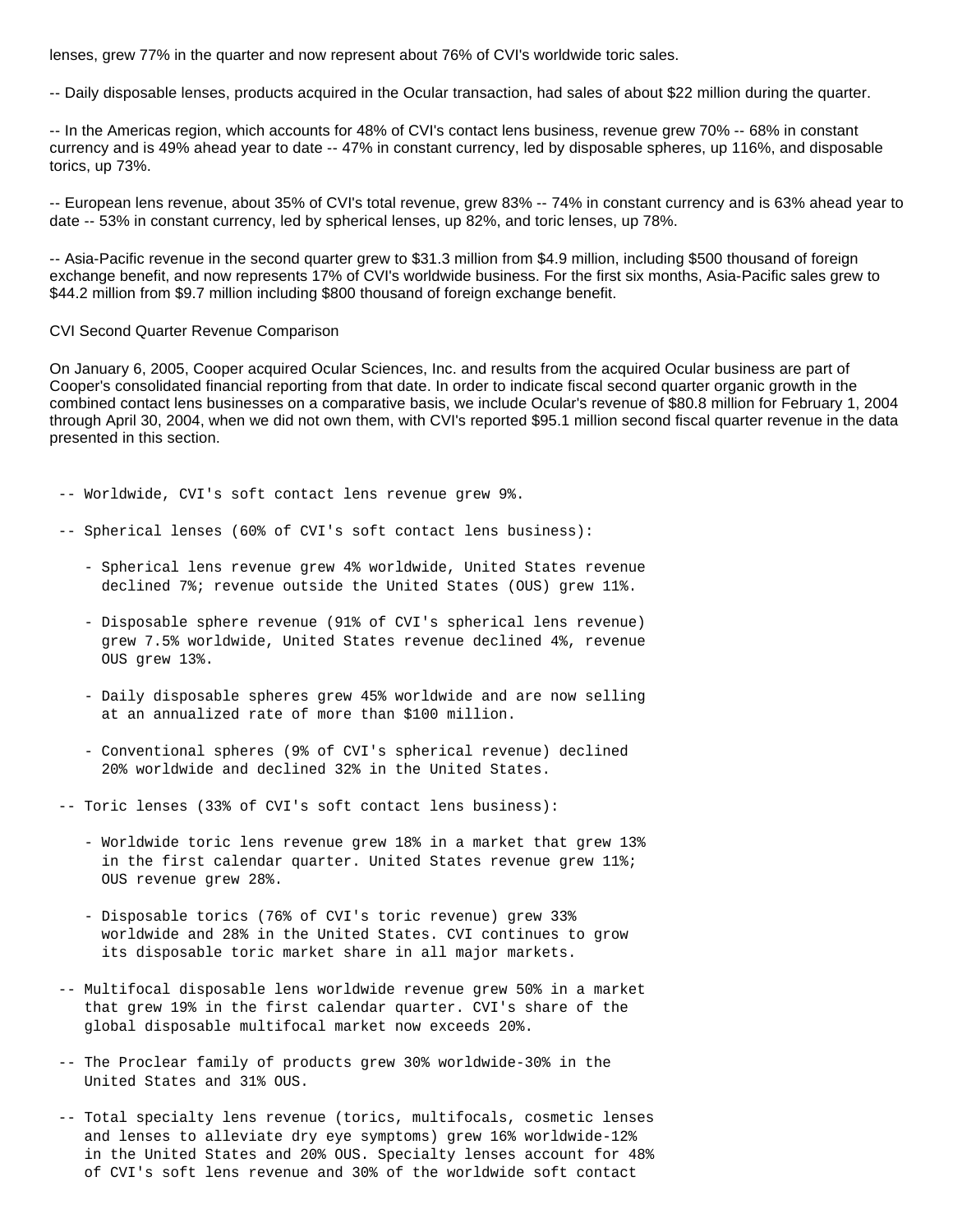lenses, grew 77% in the quarter and now represent about 76% of CVI's worldwide toric sales.

-- Daily disposable lenses, products acquired in the Ocular transaction, had sales of about $22 million during the quarter.

-- In the Americas region, which accounts for 48% of CVI's contact lens business, revenue grew 70% -- 68% in constant currency and is 49% ahead year to date -- 47% in constant currency, led by disposable spheres, up 116%, and disposable torics, up 73%.

-- European lens revenue, about 35% of CVI's total revenue, grew 83% -- 74% in constant currency and is 63% ahead year to date -- 53% in constant currency, led by spherical lenses, up 82%, and toric lenses, up 78%.

-- Asia-Pacific revenue in the second quarter grew to $31.3 million from $4.9 million, including $500 thousand of foreign exchange benefit, and now represents 17% of CVI's worldwide business. For the first six months, Asia-Pacific sales grew to $44.2 million from $9.7 million including $800 thousand of foreign exchange benefit.

CVI Second Quarter Revenue Comparison

On January 6, 2005, Cooper acquired Ocular Sciences, Inc. and results from the acquired Ocular business are part of Cooper's consolidated financial reporting from that date. In order to indicate fiscal second quarter organic growth in the combined contact lens businesses on a comparative basis, we include Ocular's revenue of $80.8 million for February 1, 2004 through April 30, 2004, when we did not own them, with CVI's reported $95.1 million second fiscal quarter revenue in the data presented in this section.

-- Worldwide, CVI's soft contact lens revenue grew 9%.

-- Spherical lenses (60% of CVI's soft contact lens business):

  - Spherical lens revenue grew 4% worldwide, United States revenue declined 7%; revenue outside the United States (OUS) grew 11%.

  - Disposable sphere revenue (91% of CVI's spherical lens revenue) grew 7.5% worldwide, United States revenue declined 4%, revenue OUS grew 13%.

  - Daily disposable spheres grew 45% worldwide and are now selling at an annualized rate of more than $100 million.

  - Conventional spheres (9% of CVI's spherical revenue) declined 20% worldwide and declined 32% in the United States.

-- Toric lenses (33% of CVI's soft contact lens business):

  - Worldwide toric lens revenue grew 18% in a market that grew 13% in the first calendar quarter. United States revenue grew 11%; OUS revenue grew 28%.

  - Disposable torics (76% of CVI's toric revenue) grew 33% worldwide and 28% in the United States. CVI continues to grow its disposable toric market share in all major markets.

-- Multifocal disposable lens worldwide revenue grew 50% in a market that grew 19% in the first calendar quarter. CVI's share of the global disposable multifocal market now exceeds 20%.

-- The Proclear family of products grew 30% worldwide-30% in the United States and 31% OUS.

-- Total specialty lens revenue (torics, multifocals, cosmetic lenses and lenses to alleviate dry eye symptoms) grew 16% worldwide-12% in the United States and 20% OUS. Specialty lenses account for 48% of CVI's soft lens revenue and 30% of the worldwide soft contact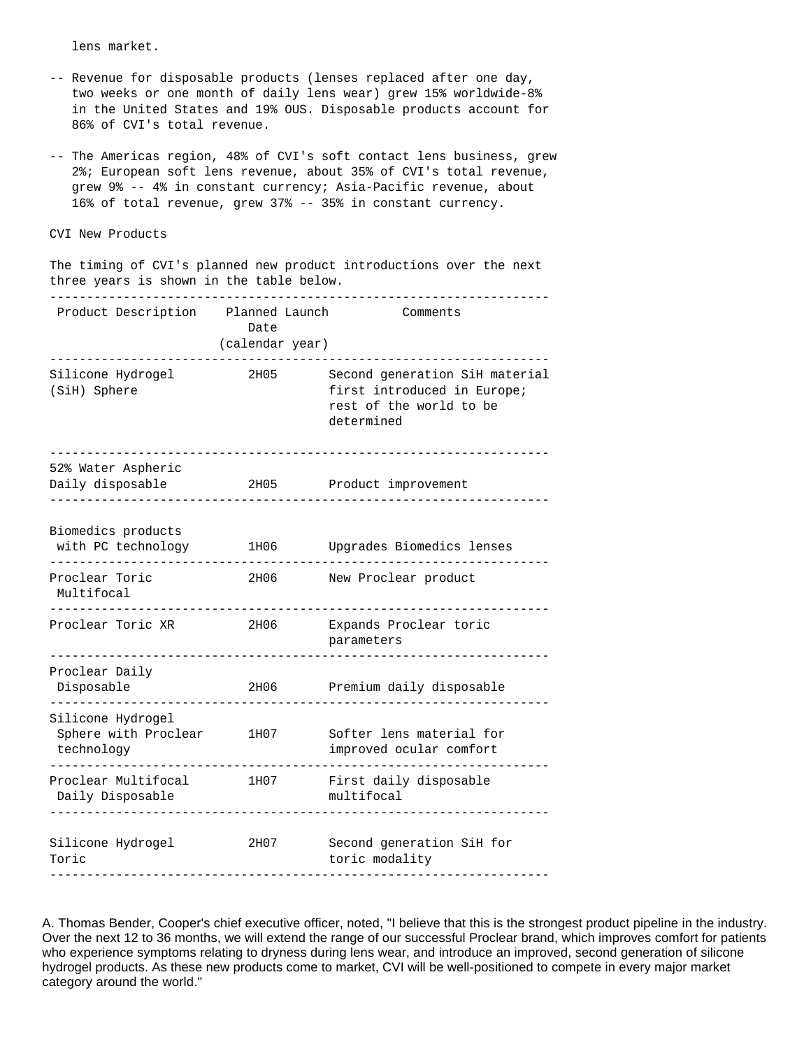lens market.

-- Revenue for disposable products (lenses replaced after one day, two weeks or one month of daily lens wear) grew 15% worldwide-8% in the United States and 19% OUS. Disposable products account for 86% of CVI's total revenue.

-- The Americas region, 48% of CVI's soft contact lens business, grew 2%; European soft lens revenue, about 35% of CVI's total revenue, grew 9% -- 4% in constant currency; Asia-Pacific revenue, about 16% of total revenue, grew 37% -- 35% in constant currency.

CVI New Products

The timing of CVI's planned new product introductions over the next three years is shown in the table below.

| Product Description | Planned Launch Date (calendar year) | Comments |
|---|---|---|
| Silicone Hydrogel (SiH) Sphere | 2H05 | Second generation SiH material first introduced in Europe; rest of the world to be determined |
| 52% Water Aspheric Daily disposable | 2H05 | Product improvement |
| Biomedics products with PC technology | 1H06 | Upgrades Biomedics lenses |
| Proclear Toric Multifocal | 2H06 | New Proclear product |
| Proclear Toric XR | 2H06 | Expands Proclear toric parameters |
| Proclear Daily Disposable | 2H06 | Premium daily disposable |
| Silicone Hydrogel Sphere with Proclear technology | 1H07 | Softer lens material for improved ocular comfort |
| Proclear Multifocal Daily Disposable | 1H07 | First daily disposable multifocal |
| Silicone Hydrogel Toric | 2H07 | Second generation SiH for toric modality |

A. Thomas Bender, Cooper's chief executive officer, noted, "I believe that this is the strongest product pipeline in the industry. Over the next 12 to 36 months, we will extend the range of our successful Proclear brand, which improves comfort for patients who experience symptoms relating to dryness during lens wear, and introduce an improved, second generation of silicone hydrogel products. As these new products come to market, CVI will be well-positioned to compete in every major market category around the world."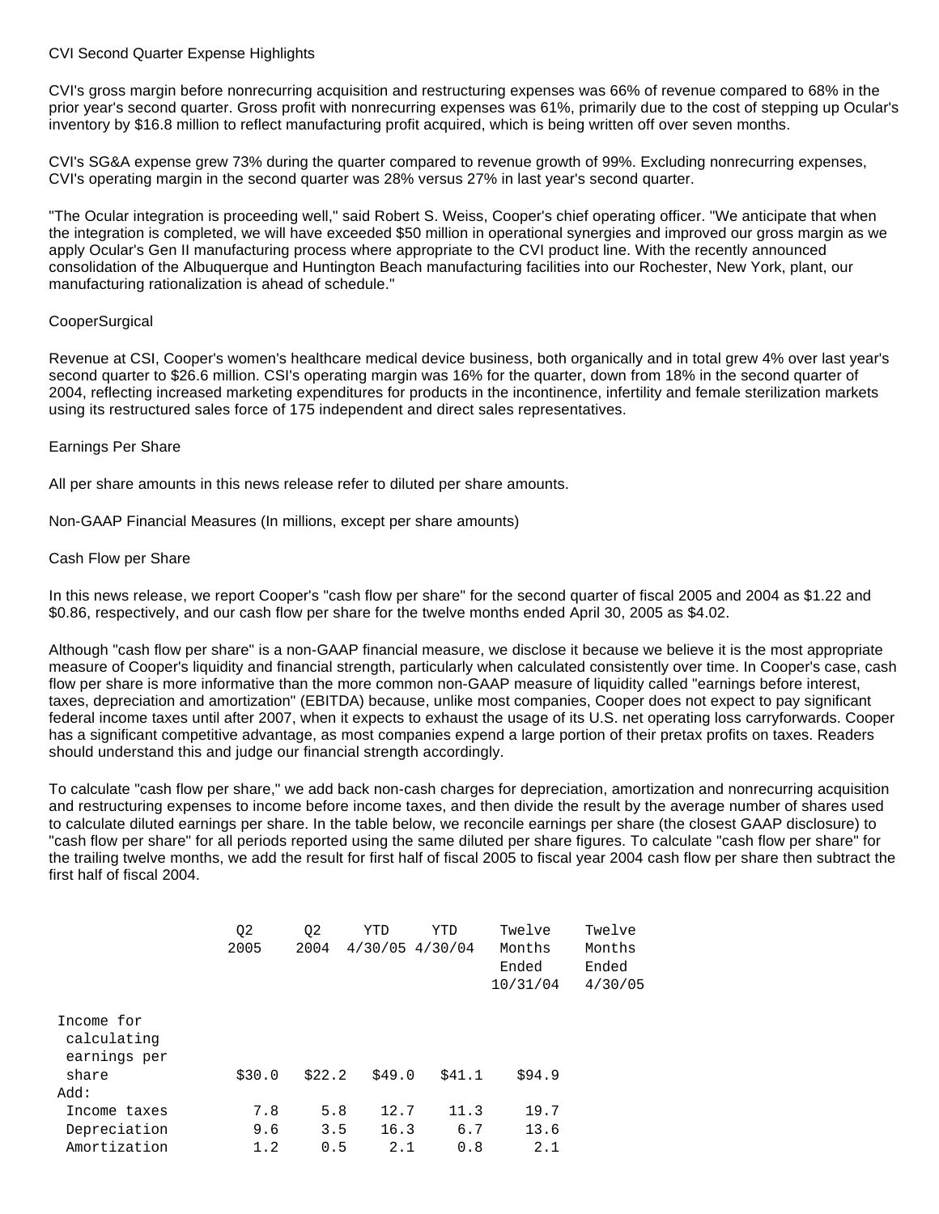CVI Second Quarter Expense Highlights

CVI's gross margin before nonrecurring acquisition and restructuring expenses was 66% of revenue compared to 68% in the prior year's second quarter. Gross profit with nonrecurring expenses was 61%, primarily due to the cost of stepping up Ocular's inventory by $16.8 million to reflect manufacturing profit acquired, which is being written off over seven months.

CVI's SG&A expense grew 73% during the quarter compared to revenue growth of 99%. Excluding nonrecurring expenses, CVI's operating margin in the second quarter was 28% versus 27% in last year's second quarter.

"The Ocular integration is proceeding well," said Robert S. Weiss, Cooper's chief operating officer. "We anticipate that when the integration is completed, we will have exceeded $50 million in operational synergies and improved our gross margin as we apply Ocular's Gen II manufacturing process where appropriate to the CVI product line. With the recently announced consolidation of the Albuquerque and Huntington Beach manufacturing facilities into our Rochester, New York, plant, our manufacturing rationalization is ahead of schedule."

CooperSurgical

Revenue at CSI, Cooper's women's healthcare medical device business, both organically and in total grew 4% over last year's second quarter to $26.6 million. CSI's operating margin was 16% for the quarter, down from 18% in the second quarter of 2004, reflecting increased marketing expenditures for products in the incontinence, infertility and female sterilization markets using its restructured sales force of 175 independent and direct sales representatives.

Earnings Per Share

All per share amounts in this news release refer to diluted per share amounts.

Non-GAAP Financial Measures (In millions, except per share amounts)

Cash Flow per Share

In this news release, we report Cooper's "cash flow per share" for the second quarter of fiscal 2005 and 2004 as $1.22 and $0.86, respectively, and our cash flow per share for the twelve months ended April 30, 2005 as $4.02.

Although "cash flow per share" is a non-GAAP financial measure, we disclose it because we believe it is the most appropriate measure of Cooper's liquidity and financial strength, particularly when calculated consistently over time. In Cooper's case, cash flow per share is more informative than the more common non-GAAP measure of liquidity called "earnings before interest, taxes, depreciation and amortization" (EBITDA) because, unlike most companies, Cooper does not expect to pay significant federal income taxes until after 2007, when it expects to exhaust the usage of its U.S. net operating loss carryforwards. Cooper has a significant competitive advantage, as most companies expend a large portion of their pretax profits on taxes. Readers should understand this and judge our financial strength accordingly.

To calculate "cash flow per share," we add back non-cash charges for depreciation, amortization and nonrecurring acquisition and restructuring expenses to income before income taxes, and then divide the result by the average number of shares used to calculate diluted earnings per share. In the table below, we reconcile earnings per share (the closest GAAP disclosure) to "cash flow per share" for all periods reported using the same diluted per share figures. To calculate "cash flow per share" for the trailing twelve months, we add the result for first half of fiscal 2005 to fiscal year 2004 cash flow per share then subtract the first half of fiscal 2004.

| | Q2 2005 | Q2 2004 | YTD 4/30/05 | YTD 4/30/04 | Twelve Months Ended 10/31/04 | Twelve Months Ended 4/30/05 |
|---|---|---|---|---|---|---|
| Income for calculating earnings per share | $30.0 | $22.2 | $49.0 | $41.1 | $94.9 | |
| Add: | | | | | | |
| Income taxes | 7.8 | 5.8 | 12.7 | 11.3 | 19.7 | |
| Depreciation | 9.6 | 3.5 | 16.3 | 6.7 | 13.6 | |
| Amortization | 1.2 | 0.5 | 2.1 | 0.8 | 2.1 | |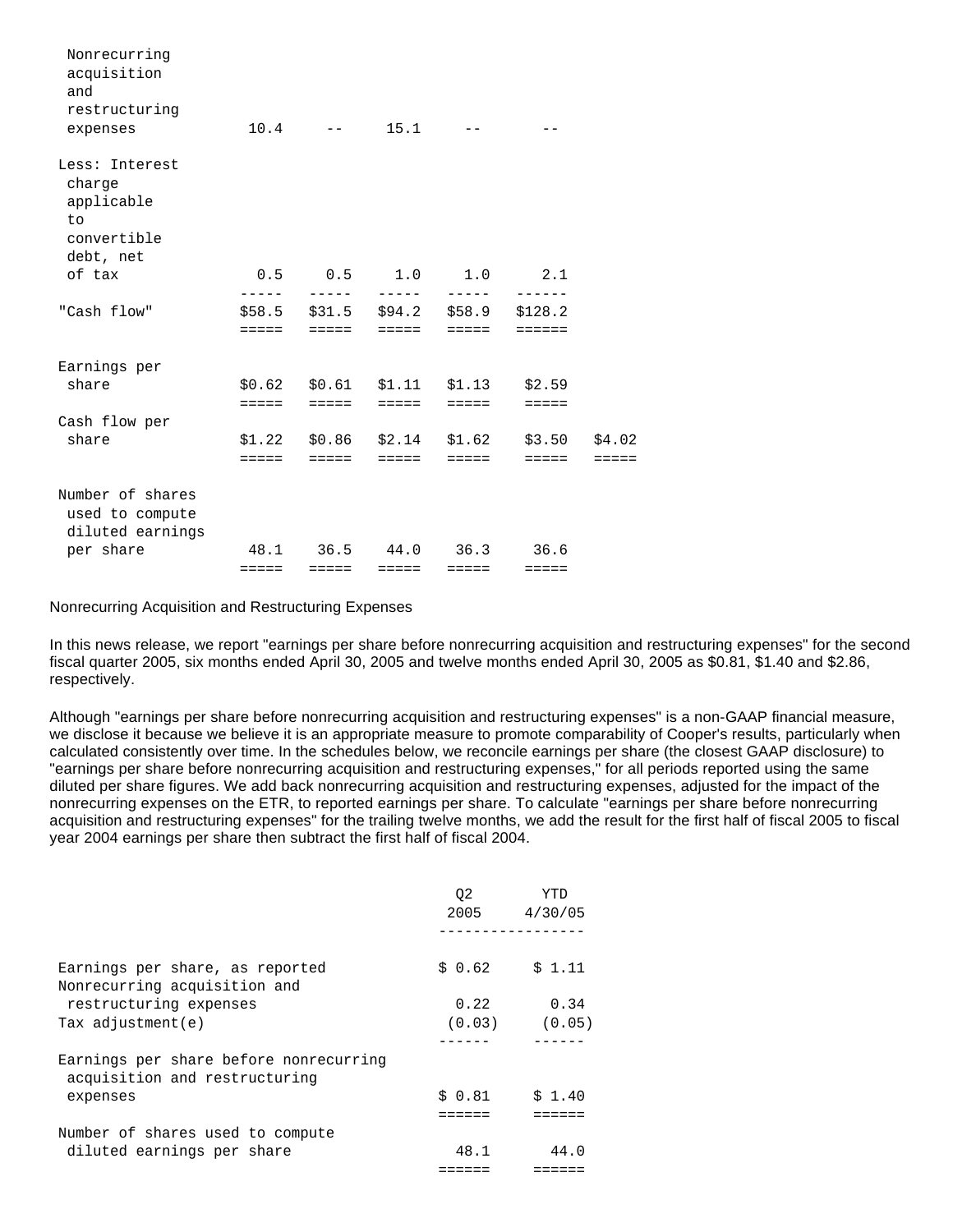| | | | | | | |
|---|---|---|---|---|---|---|
| Nonrecurring acquisition and restructuring expenses | 10.4 | -- | 15.1 | -- | -- | |
| Less: Interest charge applicable to convertible debt, net of tax | 0.5 | 0.5 | 1.0 | 1.0 | 2.1 | |
| "Cash flow" | $58.5 | $31.5 | $94.2 | $58.9 | $128.2 | |
| Earnings per share | $0.62 | $0.61 | $1.11 | $1.13 | $2.59 | |
| Cash flow per share | $1.22 | $0.86 | $2.14 | $1.62 | $3.50 | $4.02 |
| Number of shares used to compute diluted earnings per share | 48.1 | 36.5 | 44.0 | 36.3 | 36.6 | |

Nonrecurring Acquisition and Restructuring Expenses

In this news release, we report "earnings per share before nonrecurring acquisition and restructuring expenses" for the second fiscal quarter 2005, six months ended April 30, 2005 and twelve months ended April 30, 2005 as $0.81, $1.40 and $2.86, respectively.

Although "earnings per share before nonrecurring acquisition and restructuring expenses" is a non-GAAP financial measure, we disclose it because we believe it is an appropriate measure to promote comparability of Cooper's results, particularly when calculated consistently over time. In the schedules below, we reconcile earnings per share (the closest GAAP disclosure) to "earnings per share before nonrecurring acquisition and restructuring expenses," for all periods reported using the same diluted per share figures. We add back nonrecurring acquisition and restructuring expenses, adjusted for the impact of the nonrecurring expenses on the ETR, to reported earnings per share. To calculate "earnings per share before nonrecurring acquisition and restructuring expenses" for the trailing twelve months, we add the result for the first half of fiscal 2005 to fiscal year 2004 earnings per share then subtract the first half of fiscal 2004.

| | Q2 2005 | YTD 4/30/05 |
|---|---|---|
| Earnings per share, as reported | $ 0.62 | $ 1.11 |
| Nonrecurring acquisition and restructuring expenses | 0.22 | 0.34 |
| Tax adjustment(e) | (0.03) | (0.05) |
| Earnings per share before nonrecurring acquisition and restructuring expenses | $ 0.81 | $ 1.40 |
| Number of shares used to compute diluted earnings per share | 48.1 | 44.0 |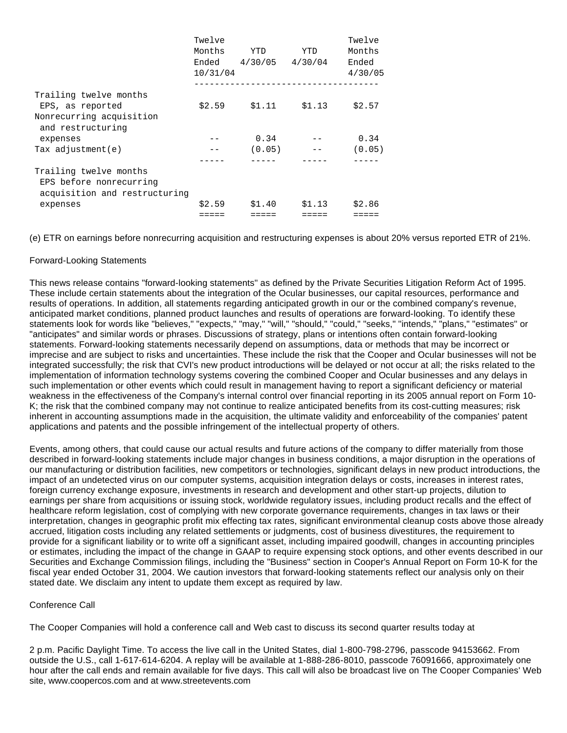| | Twelve Months Ended 10/31/04 | YTD 4/30/05 | YTD 4/30/04 | Twelve Months Ended 4/30/05 |
|---|---|---|---|---|
| Trailing twelve months EPS, as reported | $2.59 | $1.11 | $1.13 | $2.57 |
| Nonrecurring acquisition and restructuring expenses | -- | 0.34 | -- | 0.34 |
| Tax adjustment(e) | -- | (0.05) | -- | (0.05) |
| Trailing twelve months EPS before nonrecurring acquisition and restructuring expenses | $2.59 | $1.40 | $1.13 | $2.86 |

(e) ETR on earnings before nonrecurring acquisition and restructuring expenses is about 20% versus reported ETR of 21%.

Forward-Looking Statements

This news release contains "forward-looking statements" as defined by the Private Securities Litigation Reform Act of 1995. These include certain statements about the integration of the Ocular businesses, our capital resources, performance and results of operations. In addition, all statements regarding anticipated growth in our or the combined company's revenue, anticipated market conditions, planned product launches and results of operations are forward-looking. To identify these statements look for words like "believes," "expects," "may," "will," "should," "could," "seeks," "intends," "plans," "estimates" or "anticipates" and similar words or phrases. Discussions of strategy, plans or intentions often contain forward-looking statements. Forward-looking statements necessarily depend on assumptions, data or methods that may be incorrect or imprecise and are subject to risks and uncertainties. These include the risk that the Cooper and Ocular businesses will not be integrated successfully; the risk that CVI's new product introductions will be delayed or not occur at all; the risks related to the implementation of information technology systems covering the combined Cooper and Ocular businesses and any delays in such implementation or other events which could result in management having to report a significant deficiency or material weakness in the effectiveness of the Company's internal control over financial reporting in its 2005 annual report on Form 10-K; the risk that the combined company may not continue to realize anticipated benefits from its cost-cutting measures; risk inherent in accounting assumptions made in the acquisition, the ultimate validity and enforceability of the companies' patent applications and patents and the possible infringement of the intellectual property of others.

Events, among others, that could cause our actual results and future actions of the company to differ materially from those described in forward-looking statements include major changes in business conditions, a major disruption in the operations of our manufacturing or distribution facilities, new competitors or technologies, significant delays in new product introductions, the impact of an undetected virus on our computer systems, acquisition integration delays or costs, increases in interest rates, foreign currency exchange exposure, investments in research and development and other start-up projects, dilution to earnings per share from acquisitions or issuing stock, worldwide regulatory issues, including product recalls and the effect of healthcare reform legislation, cost of complying with new corporate governance requirements, changes in tax laws or their interpretation, changes in geographic profit mix effecting tax rates, significant environmental cleanup costs above those already accrued, litigation costs including any related settlements or judgments, cost of business divestitures, the requirement to provide for a significant liability or to write off a significant asset, including impaired goodwill, changes in accounting principles or estimates, including the impact of the change in GAAP to require expensing stock options, and other events described in our Securities and Exchange Commission filings, including the "Business" section in Cooper's Annual Report on Form 10-K for the fiscal year ended October 31, 2004. We caution investors that forward-looking statements reflect our analysis only on their stated date. We disclaim any intent to update them except as required by law.

Conference Call

The Cooper Companies will hold a conference call and Web cast to discuss its second quarter results today at

2 p.m. Pacific Daylight Time. To access the live call in the United States, dial 1-800-798-2796, passcode 94153662. From outside the U.S., call 1-617-614-6204. A replay will be available at 1-888-286-8010, passcode 76091666, approximately one hour after the call ends and remain available for five days. This call will also be broadcast live on The Cooper Companies' Web site, www.coopercos.com and at www.streetevents.com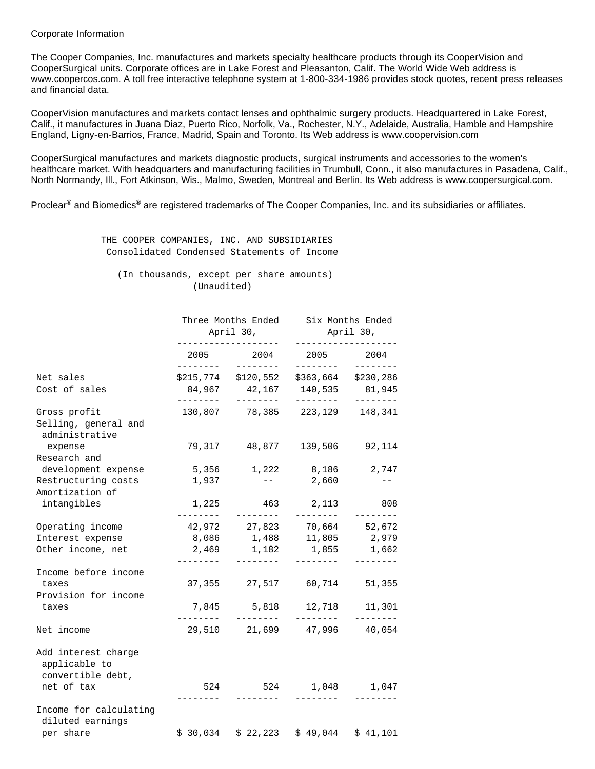Corporate Information

The Cooper Companies, Inc. manufactures and markets specialty healthcare products through its CooperVision and CooperSurgical units. Corporate offices are in Lake Forest and Pleasanton, Calif. The World Wide Web address is www.coopercos.com. A toll free interactive telephone system at 1-800-334-1986 provides stock quotes, recent press releases and financial data.

CooperVision manufactures and markets contact lenses and ophthalmic surgery products. Headquartered in Lake Forest, Calif., it manufactures in Juana Diaz, Puerto Rico, Norfolk, Va., Rochester, N.Y., Adelaide, Australia, Hamble and Hampshire England, Ligny-en-Barrios, France, Madrid, Spain and Toronto. Its Web address is www.coopervision.com

CooperSurgical manufactures and markets diagnostic products, surgical instruments and accessories to the women's healthcare market. With headquarters and manufacturing facilities in Trumbull, Conn., it also manufactures in Pasadena, Calif., North Normandy, Ill., Fort Atkinson, Wis., Malmo, Sweden, Montreal and Berlin. Its Web address is www.coopersurgical.com.

Proclear® and Biomedics® are registered trademarks of The Cooper Companies, Inc. and its subsidiaries or affiliates.

THE COOPER COMPANIES, INC. AND SUBSIDIARIES
Consolidated Condensed Statements of Income

(In thousands, except per share amounts)
(Unaudited)

| | Three Months Ended April 30, | | Six Months Ended April 30, | |
|---|---|---|---|---|
| | 2005 | 2004 | 2005 | 2004 |
| Net sales | $215,774 | $120,552 | $363,664 | $230,286 |
| Cost of sales | 84,967 | 42,167 | 140,535 | 81,945 |
| Gross profit | 130,807 | 78,385 | 223,129 | 148,341 |
| Selling, general and administrative expense | 79,317 | 48,877 | 139,506 | 92,114 |
| Research and development expense | 5,356 | 1,222 | 8,186 | 2,747 |
| Restructuring costs | 1,937 | -- | 2,660 | -- |
| Amortization of intangibles | 1,225 | 463 | 2,113 | 808 |
| Operating income | 42,972 | 27,823 | 70,664 | 52,672 |
| Interest expense | 8,086 | 1,488 | 11,805 | 2,979 |
| Other income, net | 2,469 | 1,182 | 1,855 | 1,662 |
| Income before income taxes | 37,355 | 27,517 | 60,714 | 51,355 |
| Provision for income taxes | 7,845 | 5,818 | 12,718 | 11,301 |
| Net income | 29,510 | 21,699 | 47,996 | 40,054 |
| Add interest charge applicable to convertible debt, net of tax | 524 | 524 | 1,048 | 1,047 |
| Income for calculating diluted earnings per share | $ 30,034 | $ 22,223 | $ 49,044 | $ 41,101 |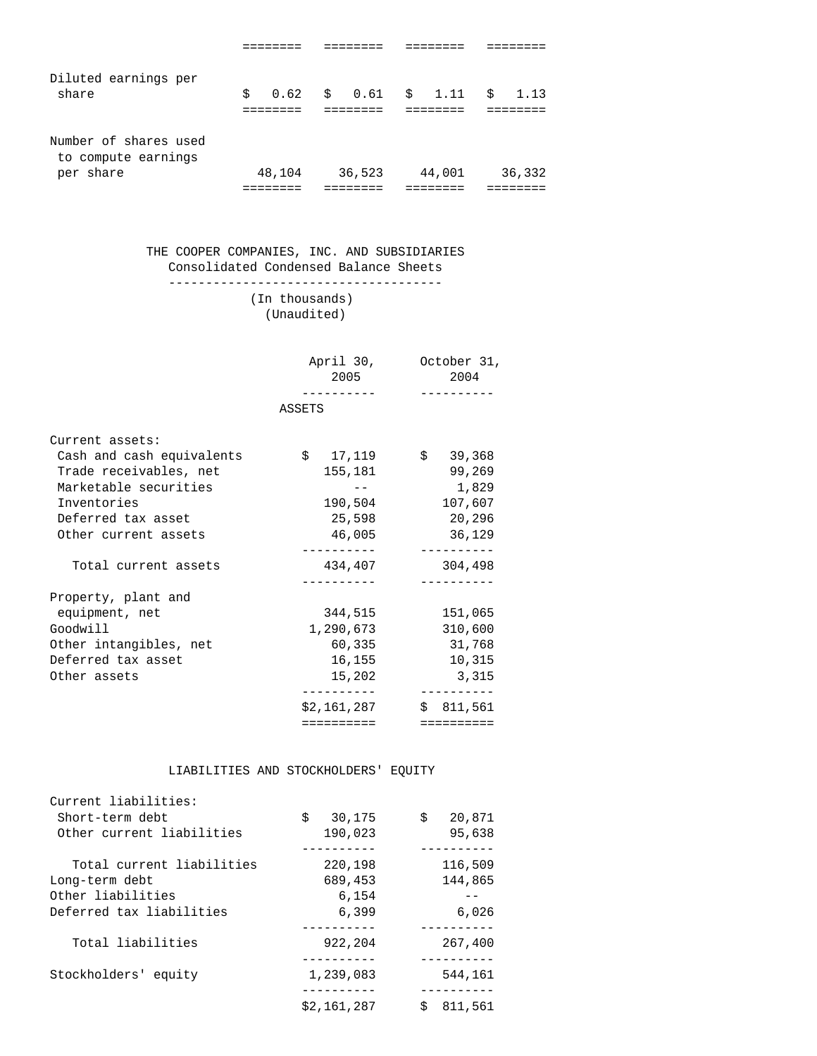| | | | | |
|---|---|---|---|---|
| Diluted earnings per share | $ 0.62 | $ 0.61 | $ 1.11 | $ 1.13 |
| Number of shares used to compute earnings per share | 48,104 | 36,523 | 44,001 | 36,332 |

## THE COOPER COMPANIES, INC. AND SUBSIDIARIES
### Consolidated Condensed Balance Sheets

(In thousands)
(Unaudited)

| | April 30, 2005 | October 31, 2004 |
|---|---|---|
| **ASSETS** | | |
| Current assets: | | |
| Cash and cash equivalents | $ 17,119 | $ 39,368 |
| Trade receivables, net | 155,181 | 99,269 |
| Marketable securities | -- | 1,829 |
| Inventories | 190,504 | 107,607 |
| Deferred tax asset | 25,598 | 20,296 |
| Other current assets | 46,005 | 36,129 |
| Total current assets | 434,407 | 304,498 |
| Property, plant and equipment, net | 344,515 | 151,065 |
| Goodwill | 1,290,673 | 310,600 |
| Other intangibles, net | 60,335 | 31,768 |
| Deferred tax asset | 16,155 | 10,315 |
| Other assets | 15,202 | 3,315 |
| | $2,161,287 | $ 811,561 |
| **LIABILITIES AND STOCKHOLDERS' EQUITY** | | |
| Current liabilities: | | |
| Short-term debt | $ 30,175 | $ 20,871 |
| Other current liabilities | 190,023 | 95,638 |
| Total current liabilities | 220,198 | 116,509 |
| Long-term debt | 689,453 | 144,865 |
| Other liabilities | 6,154 | -- |
| Deferred tax liabilities | 6,399 | 6,026 |
| Total liabilities | 922,204 | 267,400 |
| Stockholders' equity | 1,239,083 | 544,161 |
| | $2,161,287 | $ 811,561 |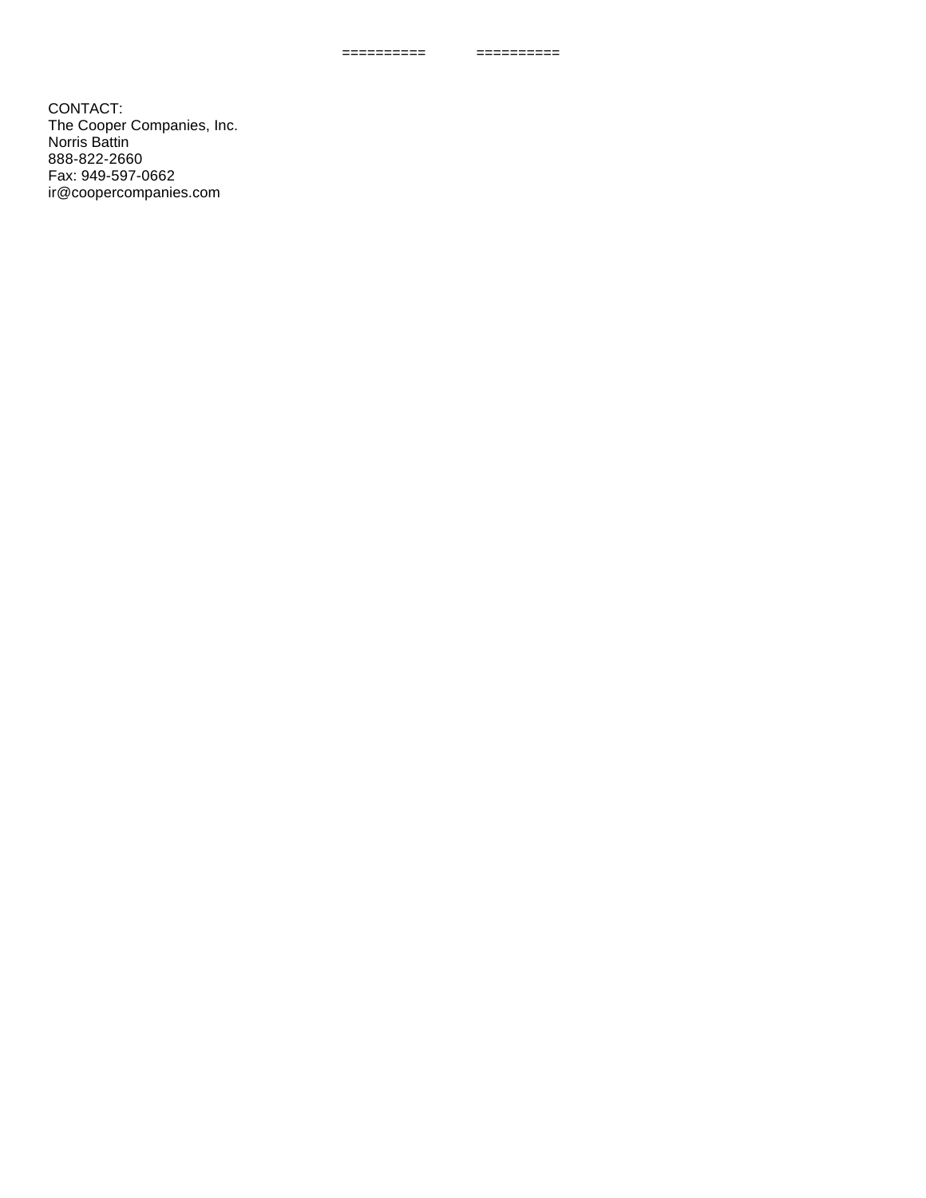========== ==========

CONTACT:
The Cooper Companies, Inc.
Norris Battin
888-822-2660
Fax: 949-597-0662
ir@coopercompanies.com